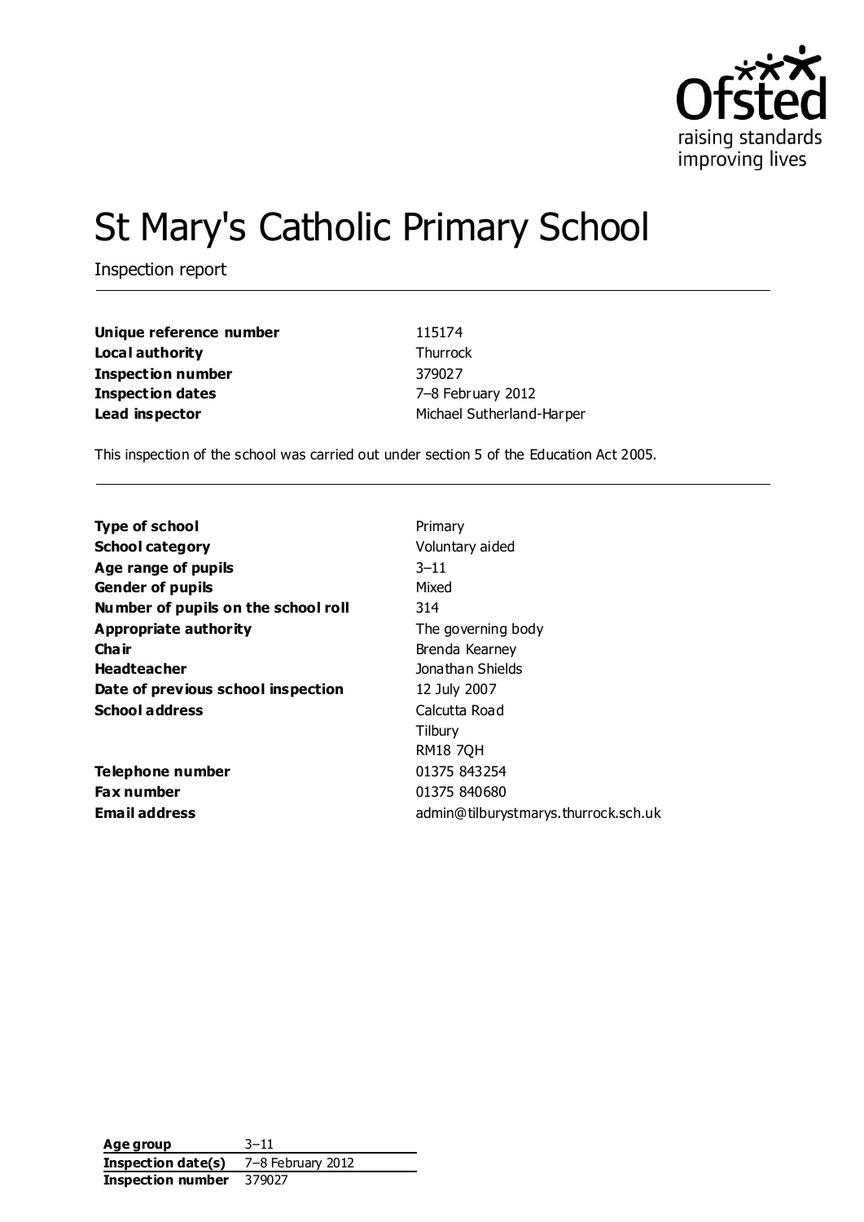# St Mary's Catholic Primary School

Inspection report

| | |
|---|---|
| **Unique reference number** | 115174 |
| **Local authority** | Thurrock |
| **Inspection number** | 379027 |
| **Inspection dates** | 7–8 February 2012 |
| **Lead inspector** | Michael Sutherland-Harper |

This inspection of the school was carried out under section 5 of the Education Act 2005.

| | |
|---|---|
| **Type of school** | Primary |
| **School category** | Voluntary aided |
| **Age range of pupils** | 3–11 |
| **Gender of pupils** | Mixed |
| **Number of pupils on the school roll** | 314 |
| **Appropriate authority** | The governing body |
| **Chair** | Brenda Kearney |
| **Headteacher** | Jonathan Shields |
| **Date of previous school inspection** | 12 July 2007 |
| **School address** | Calcutta Road<br>Tilbury<br>RM18 7QH |
| **Telephone number** | 01375 843254 |
| **Fax number** | 01375 840680 |
| **Email address** | admin@tilburystmarys.thurrock.sch.uk |

| | |
|---|---|
| **Age group** | 3–11 |
| **Inspection date(s)** | 7–8 February 2012 |
| **Inspection number** | 379027 |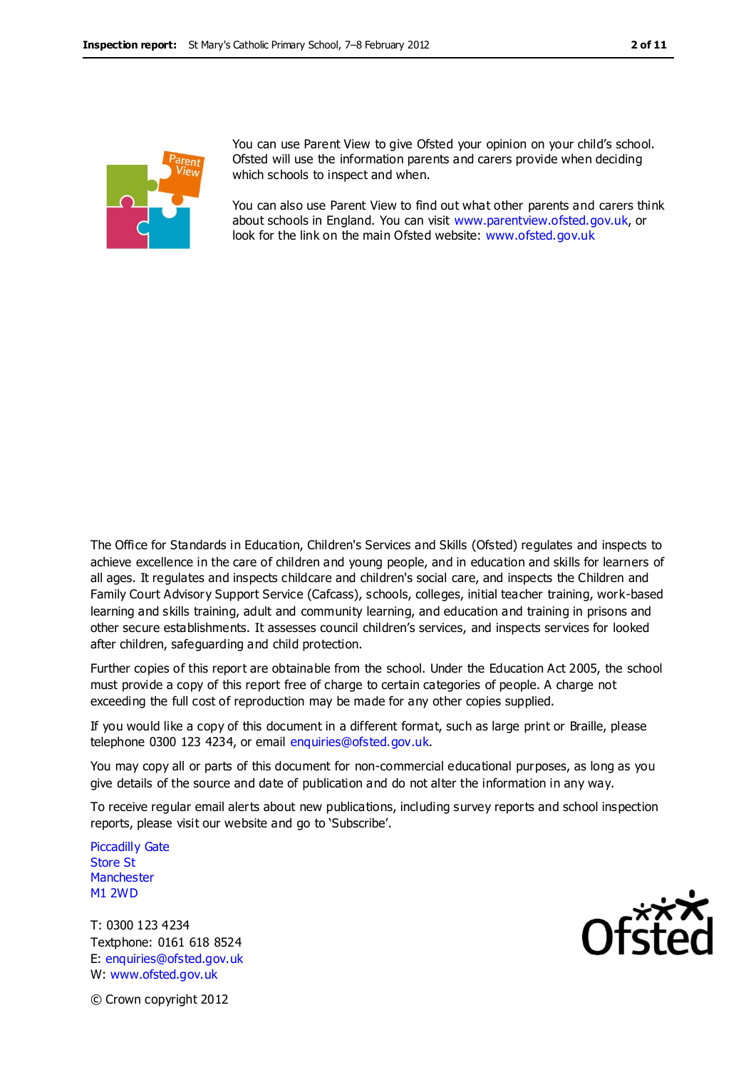You can use Parent View to give Ofsted your opinion on your child's school. Ofsted will use the information parents and carers provide when deciding which schools to inspect and when.

You can also use Parent View to find out what other parents and carers think about schools in England. You can visit www.parentview.ofsted.gov.uk, or look for the link on the main Ofsted website: www.ofsted.gov.uk

The Office for Standards in Education, Children's Services and Skills (Ofsted) regulates and inspects to achieve excellence in the care of children and young people, and in education and skills for learners of all ages. It regulates and inspects childcare and children's social care, and inspects the Children and Family Court Advisory Support Service (Cafcass), schools, colleges, initial teacher training, work-based learning and skills training, adult and community learning, and education and training in prisons and other secure establishments. It assesses council children's services, and inspects services for looked after children, safeguarding and child protection.

Further copies of this report are obtainable from the school. Under the Education Act 2005, the school must provide a copy of this report free of charge to certain categories of people. A charge not exceeding the full cost of reproduction may be made for any other copies supplied.

If you would like a copy of this document in a different format, such as large print or Braille, please telephone 0300 123 4234, or email enquiries@ofsted.gov.uk.

You may copy all or parts of this document for non-commercial educational purposes, as long as you give details of the source and date of publication and do not alter the information in any way.

To receive regular email alerts about new publications, including survey reports and school inspection reports, please visit our website and go to 'Subscribe'.

Piccadilly Gate
Store St
Manchester
M1 2WD

T: 0300 123 4234
Textphone: 0161 618 8524
E: enquiries@ofsted.gov.uk
W: www.ofsted.gov.uk

© Crown copyright 2012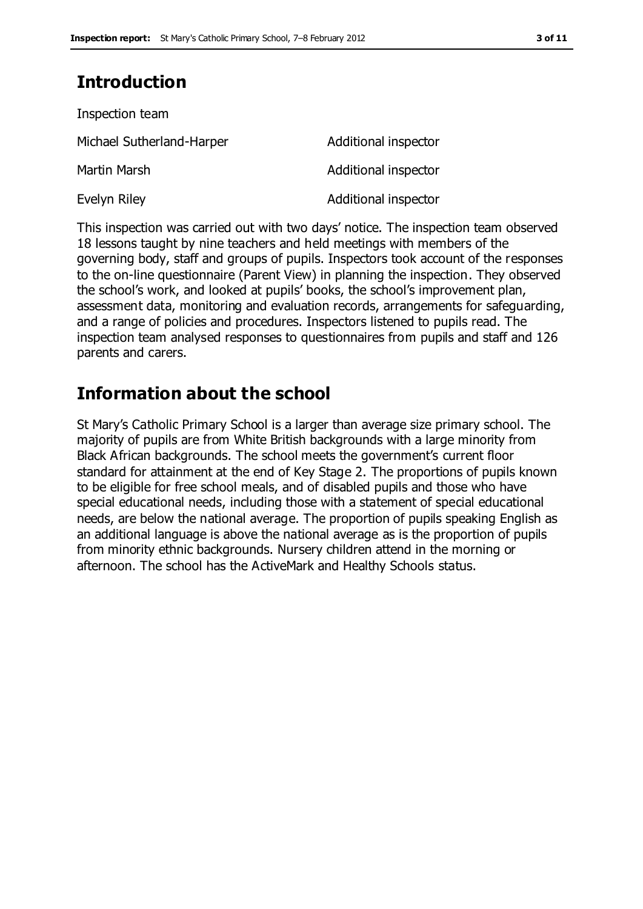## Introduction

Inspection team

| | |
|---|---|
| Michael Sutherland-Harper | Additional inspector |
| Martin Marsh | Additional inspector |
| Evelyn Riley | Additional inspector |

This inspection was carried out with two days' notice. The inspection team observed 18 lessons taught by nine teachers and held meetings with members of the governing body, staff and groups of pupils. Inspectors took account of the responses to the on-line questionnaire (Parent View) in planning the inspection. They observed the school's work, and looked at pupils' books, the school's improvement plan, assessment data, monitoring and evaluation records, arrangements for safeguarding, and a range of policies and procedures. Inspectors listened to pupils read. The inspection team analysed responses to questionnaires from pupils and staff and 126 parents and carers.

## Information about the school

St Mary's Catholic Primary School is a larger than average size primary school. The majority of pupils are from White British backgrounds with a large minority from Black African backgrounds. The school meets the government's current floor standard for attainment at the end of Key Stage 2. The proportions of pupils known to be eligible for free school meals, and of disabled pupils and those who have special educational needs, including those with a statement of special educational needs, are below the national average. The proportion of pupils speaking English as an additional language is above the national average as is the proportion of pupils from minority ethnic backgrounds. Nursery children attend in the morning or afternoon. The school has the ActiveMark and Healthy Schools status.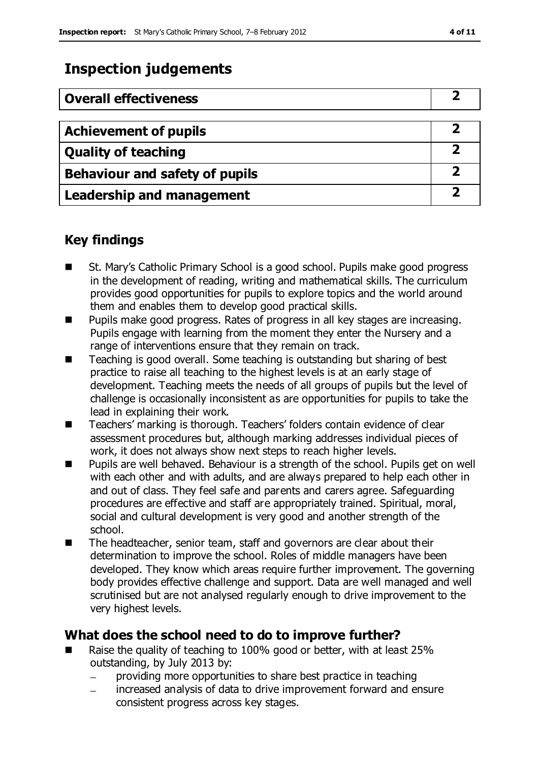## Inspection judgements

| Overall effectiveness | 2 |
|---|---|
| Achievement of pupils | 2 |
| Quality of teaching | 2 |
| Behaviour and safety of pupils | 2 |
| Leadership and management | 2 |

### Key findings

- St. Mary's Catholic Primary School is a good school. Pupils make good progress in the development of reading, writing and mathematical skills. The curriculum provides good opportunities for pupils to explore topics and the world around them and enables them to develop good practical skills.
- Pupils make good progress. Rates of progress in all key stages are increasing. Pupils engage with learning from the moment they enter the Nursery and a range of interventions ensure that they remain on track.
- Teaching is good overall. Some teaching is outstanding but sharing of best practice to raise all teaching to the highest levels is at an early stage of development. Teaching meets the needs of all groups of pupils but the level of challenge is occasionally inconsistent as are opportunities for pupils to take the lead in explaining their work.
- Teachers' marking is thorough. Teachers' folders contain evidence of clear assessment procedures but, although marking addresses individual pieces of work, it does not always show next steps to reach higher levels.
- Pupils are well behaved. Behaviour is a strength of the school. Pupils get on well with each other and with adults, and are always prepared to help each other in and out of class. They feel safe and parents and carers agree. Safeguarding procedures are effective and staff are appropriately trained. Spiritual, moral, social and cultural development is very good and another strength of the school.
- The headteacher, senior team, staff and governors are clear about their determination to improve the school. Roles of middle managers have been developed. They know which areas require further improvement. The governing body provides effective challenge and support. Data are well managed and well scrutinised but are not analysed regularly enough to drive improvement to the very highest levels.

## What does the school need to do to improve further?

- Raise the quality of teaching to 100% good or better, with at least 25% outstanding, by July 2013 by:
  - providing more opportunities to share best practice in teaching
  - increased analysis of data to drive improvement forward and ensure consistent progress across key stages.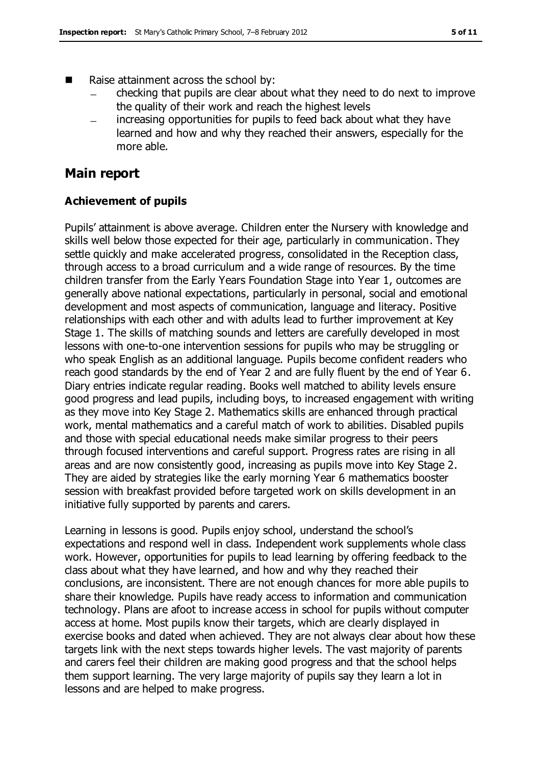- Raise attainment across the school by:
  - checking that pupils are clear about what they need to do next to improve the quality of their work and reach the highest levels
  - increasing opportunities for pupils to feed back about what they have learned and how and why they reached their answers, especially for the more able.

## Main report

### Achievement of pupils

Pupils' attainment is above average. Children enter the Nursery with knowledge and skills well below those expected for their age, particularly in communication. They settle quickly and make accelerated progress, consolidated in the Reception class, through access to a broad curriculum and a wide range of resources. By the time children transfer from the Early Years Foundation Stage into Year 1, outcomes are generally above national expectations, particularly in personal, social and emotional development and most aspects of communication, language and literacy. Positive relationships with each other and with adults lead to further improvement at Key Stage 1. The skills of matching sounds and letters are carefully developed in most lessons with one-to-one intervention sessions for pupils who may be struggling or who speak English as an additional language. Pupils become confident readers who reach good standards by the end of Year 2 and are fully fluent by the end of Year 6. Diary entries indicate regular reading. Books well matched to ability levels ensure good progress and lead pupils, including boys, to increased engagement with writing as they move into Key Stage 2. Mathematics skills are enhanced through practical work, mental mathematics and a careful match of work to abilities. Disabled pupils and those with special educational needs make similar progress to their peers through focused interventions and careful support. Progress rates are rising in all areas and are now consistently good, increasing as pupils move into Key Stage 2. They are aided by strategies like the early morning Year 6 mathematics booster session with breakfast provided before targeted work on skills development in an initiative fully supported by parents and carers.

Learning in lessons is good. Pupils enjoy school, understand the school's expectations and respond well in class. Independent work supplements whole class work. However, opportunities for pupils to lead learning by offering feedback to the class about what they have learned, and how and why they reached their conclusions, are inconsistent. There are not enough chances for more able pupils to share their knowledge. Pupils have ready access to information and communication technology. Plans are afoot to increase access in school for pupils without computer access at home. Most pupils know their targets, which are clearly displayed in exercise books and dated when achieved. They are not always clear about how these targets link with the next steps towards higher levels. The vast majority of parents and carers feel their children are making good progress and that the school helps them support learning. The very large majority of pupils say they learn a lot in lessons and are helped to make progress.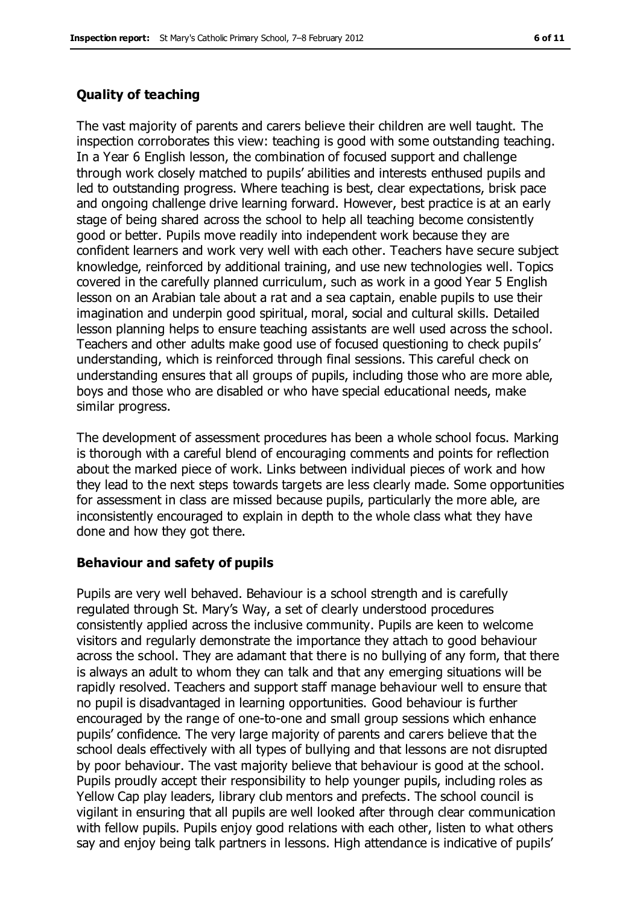### Quality of teaching

The vast majority of parents and carers believe their children are well taught. The inspection corroborates this view: teaching is good with some outstanding teaching. In a Year 6 English lesson, the combination of focused support and challenge through work closely matched to pupils' abilities and interests enthused pupils and led to outstanding progress. Where teaching is best, clear expectations, brisk pace and ongoing challenge drive learning forward. However, best practice is at an early stage of being shared across the school to help all teaching become consistently good or better. Pupils move readily into independent work because they are confident learners and work very well with each other. Teachers have secure subject knowledge, reinforced by additional training, and use new technologies well. Topics covered in the carefully planned curriculum, such as work in a good Year 5 English lesson on an Arabian tale about a rat and a sea captain, enable pupils to use their imagination and underpin good spiritual, moral, social and cultural skills. Detailed lesson planning helps to ensure teaching assistants are well used across the school. Teachers and other adults make good use of focused questioning to check pupils' understanding, which is reinforced through final sessions. This careful check on understanding ensures that all groups of pupils, including those who are more able, boys and those who are disabled or who have special educational needs, make similar progress.

The development of assessment procedures has been a whole school focus. Marking is thorough with a careful blend of encouraging comments and points for reflection about the marked piece of work. Links between individual pieces of work and how they lead to the next steps towards targets are less clearly made. Some opportunities for assessment in class are missed because pupils, particularly the more able, are inconsistently encouraged to explain in depth to the whole class what they have done and how they got there.

### Behaviour and safety of pupils

Pupils are very well behaved. Behaviour is a school strength and is carefully regulated through St. Mary's Way, a set of clearly understood procedures consistently applied across the inclusive community. Pupils are keen to welcome visitors and regularly demonstrate the importance they attach to good behaviour across the school. They are adamant that there is no bullying of any form, that there is always an adult to whom they can talk and that any emerging situations will be rapidly resolved. Teachers and support staff manage behaviour well to ensure that no pupil is disadvantaged in learning opportunities. Good behaviour is further encouraged by the range of one-to-one and small group sessions which enhance pupils' confidence. The very large majority of parents and carers believe that the school deals effectively with all types of bullying and that lessons are not disrupted by poor behaviour. The vast majority believe that behaviour is good at the school. Pupils proudly accept their responsibility to help younger pupils, including roles as Yellow Cap play leaders, library club mentors and prefects. The school council is vigilant in ensuring that all pupils are well looked after through clear communication with fellow pupils. Pupils enjoy good relations with each other, listen to what others say and enjoy being talk partners in lessons. High attendance is indicative of pupils'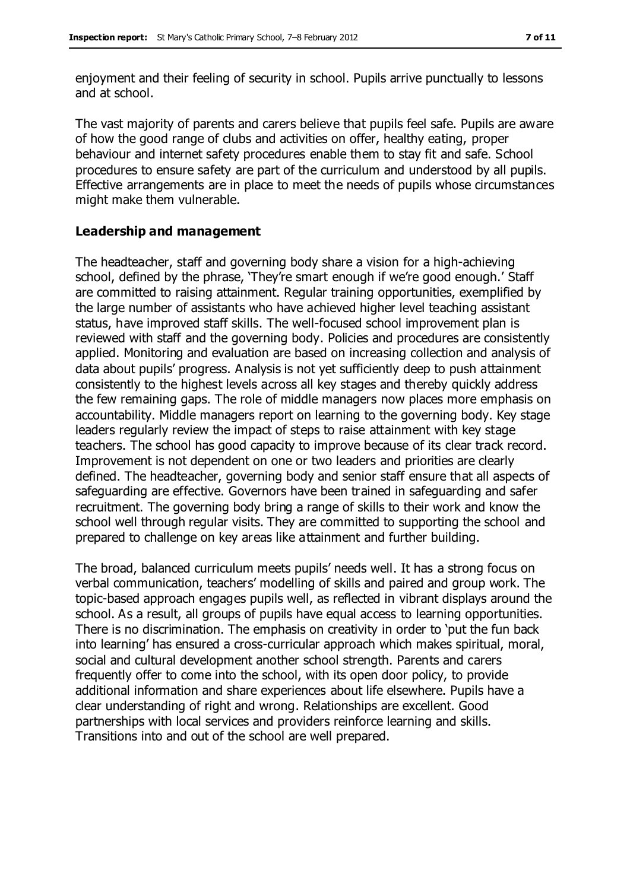enjoyment and their feeling of security in school. Pupils arrive punctually to lessons and at school.

The vast majority of parents and carers believe that pupils feel safe. Pupils are aware of how the good range of clubs and activities on offer, healthy eating, proper behaviour and internet safety procedures enable them to stay fit and safe. School procedures to ensure safety are part of the curriculum and understood by all pupils. Effective arrangements are in place to meet the needs of pupils whose circumstances might make them vulnerable.

### Leadership and management

The headteacher, staff and governing body share a vision for a high-achieving school, defined by the phrase, 'They're smart enough if we're good enough.' Staff are committed to raising attainment. Regular training opportunities, exemplified by the large number of assistants who have achieved higher level teaching assistant status, have improved staff skills. The well-focused school improvement plan is reviewed with staff and the governing body. Policies and procedures are consistently applied. Monitoring and evaluation are based on increasing collection and analysis of data about pupils' progress. Analysis is not yet sufficiently deep to push attainment consistently to the highest levels across all key stages and thereby quickly address the few remaining gaps. The role of middle managers now places more emphasis on accountability. Middle managers report on learning to the governing body. Key stage leaders regularly review the impact of steps to raise attainment with key stage teachers. The school has good capacity to improve because of its clear track record. Improvement is not dependent on one or two leaders and priorities are clearly defined. The headteacher, governing body and senior staff ensure that all aspects of safeguarding are effective. Governors have been trained in safeguarding and safer recruitment. The governing body bring a range of skills to their work and know the school well through regular visits. They are committed to supporting the school and prepared to challenge on key areas like attainment and further building.

The broad, balanced curriculum meets pupils' needs well. It has a strong focus on verbal communication, teachers' modelling of skills and paired and group work. The topic-based approach engages pupils well, as reflected in vibrant displays around the school. As a result, all groups of pupils have equal access to learning opportunities. There is no discrimination. The emphasis on creativity in order to 'put the fun back into learning' has ensured a cross-curricular approach which makes spiritual, moral, social and cultural development another school strength. Parents and carers frequently offer to come into the school, with its open door policy, to provide additional information and share experiences about life elsewhere. Pupils have a clear understanding of right and wrong. Relationships are excellent. Good partnerships with local services and providers reinforce learning and skills. Transitions into and out of the school are well prepared.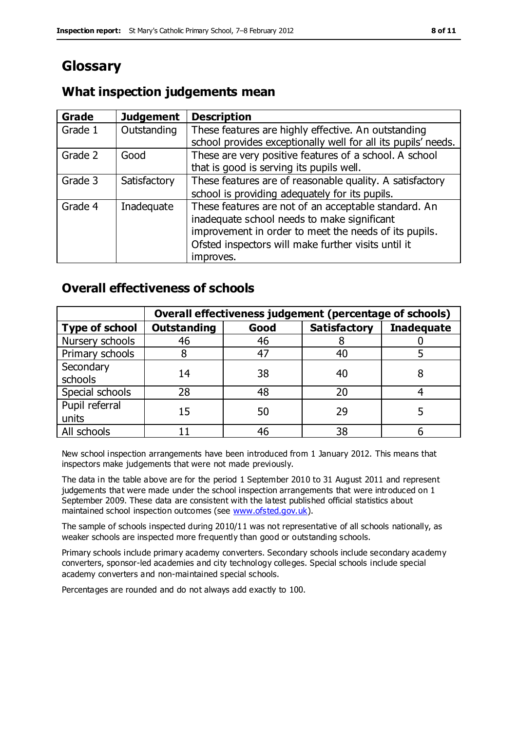# Glossary

## What inspection judgements mean

| Grade | Judgement | Description |
| --- | --- | --- |
| Grade 1 | Outstanding | These features are highly effective. An outstanding school provides exceptionally well for all its pupils' needs. |
| Grade 2 | Good | These are very positive features of a school. A school that is good is serving its pupils well. |
| Grade 3 | Satisfactory | These features are of reasonable quality. A satisfactory school is providing adequately for its pupils. |
| Grade 4 | Inadequate | These features are not of an acceptable standard. An inadequate school needs to make significant improvement in order to meet the needs of its pupils. Ofsted inspectors will make further visits until it improves. |

## Overall effectiveness of schools

| | Overall effectiveness judgement (percentage of schools) | | | |
| --- | --- | --- | --- | --- |
| **Type of school** | **Outstanding** | **Good** | **Satisfactory** | **Inadequate** |
| Nursery schools | 46 | 46 | 8 | 0 |
| Primary schools | 8 | 47 | 40 | 5 |
| Secondary schools | 14 | 38 | 40 | 8 |
| Special schools | 28 | 48 | 20 | 4 |
| Pupil referral units | 15 | 50 | 29 | 5 |
| All schools | 11 | 46 | 38 | 6 |

New school inspection arrangements have been introduced from 1 January 2012. This means that inspectors make judgements that were not made previously.

The data in the table above are for the period 1 September 2010 to 31 August 2011 and represent judgements that were made under the school inspection arrangements that were introduced on 1 September 2009. These data are consistent with the latest published official statistics about maintained school inspection outcomes (see www.ofsted.gov.uk).

The sample of schools inspected during 2010/11 was not representative of all schools nationally, as weaker schools are inspected more frequently than good or outstanding schools.

Primary schools include primary academy converters. Secondary schools include secondary academy converters, sponsor-led academies and city technology colleges. Special schools include special academy converters and non-maintained special schools.

Percentages are rounded and do not always add exactly to 100.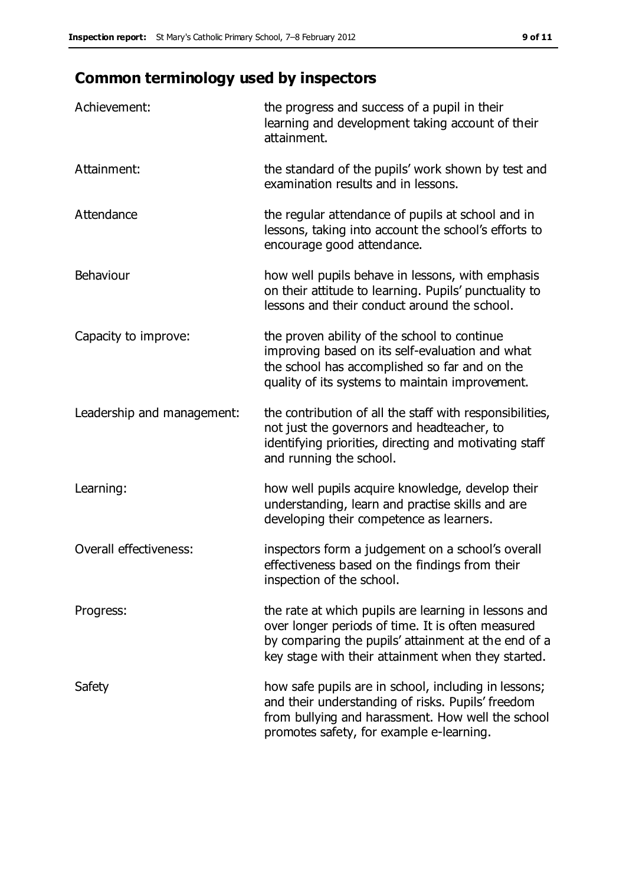## Common terminology used by inspectors

| | |
|---|---|
| Achievement: | the progress and success of a pupil in their learning and development taking account of their attainment. |
| Attainment: | the standard of the pupils' work shown by test and examination results and in lessons. |
| Attendance | the regular attendance of pupils at school and in lessons, taking into account the school's efforts to encourage good attendance. |
| Behaviour | how well pupils behave in lessons, with emphasis on their attitude to learning. Pupils' punctuality to lessons and their conduct around the school. |
| Capacity to improve: | the proven ability of the school to continue improving based on its self-evaluation and what the school has accomplished so far and on the quality of its systems to maintain improvement. |
| Leadership and management: | the contribution of all the staff with responsibilities, not just the governors and headteacher, to identifying priorities, directing and motivating staff and running the school. |
| Learning: | how well pupils acquire knowledge, develop their understanding, learn and practise skills and are developing their competence as learners. |
| Overall effectiveness: | inspectors form a judgement on a school's overall effectiveness based on the findings from their inspection of the school. |
| Progress: | the rate at which pupils are learning in lessons and over longer periods of time. It is often measured by comparing the pupils' attainment at the end of a key stage with their attainment when they started. |
| Safety | how safe pupils are in school, including in lessons; and their understanding of risks. Pupils' freedom from bullying and harassment. How well the school promotes safety, for example e-learning. |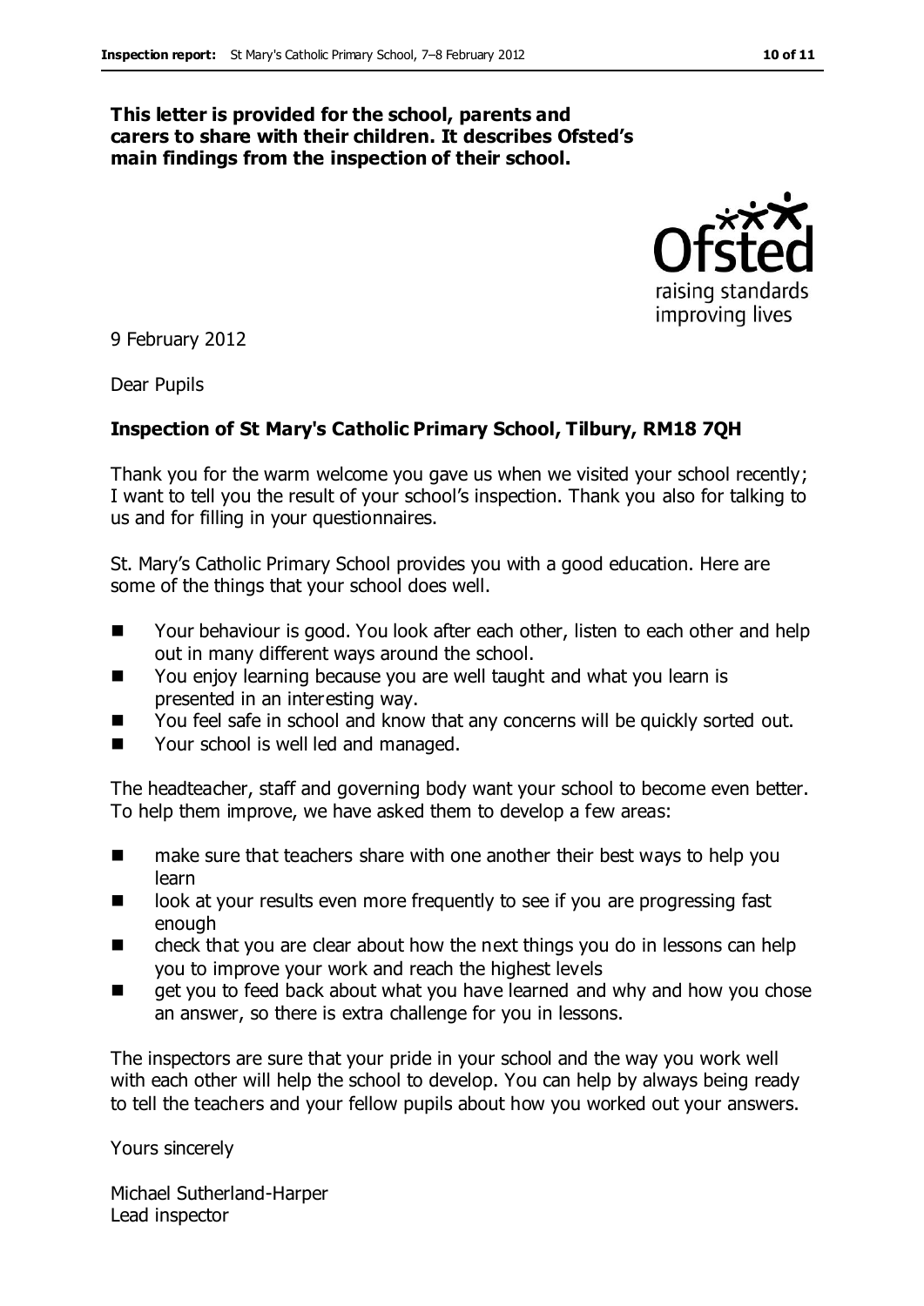**This letter is provided for the school, parents and carers to share with their children. It describes Ofsted's main findings from the inspection of their school.**

9 February 2012

Dear Pupils

**Inspection of St Mary's Catholic Primary School, Tilbury, RM18 7QH**

Thank you for the warm welcome you gave us when we visited your school recently; I want to tell you the result of your school's inspection. Thank you also for talking to us and for filling in your questionnaires.

St. Mary's Catholic Primary School provides you with a good education. Here are some of the things that your school does well.

- Your behaviour is good. You look after each other, listen to each other and help out in many different ways around the school.
- You enjoy learning because you are well taught and what you learn is presented in an interesting way.
- You feel safe in school and know that any concerns will be quickly sorted out.
- Your school is well led and managed.

The headteacher, staff and governing body want your school to become even better. To help them improve, we have asked them to develop a few areas:

- make sure that teachers share with one another their best ways to help you learn
- look at your results even more frequently to see if you are progressing fast enough
- check that you are clear about how the next things you do in lessons can help you to improve your work and reach the highest levels
- get you to feed back about what you have learned and why and how you chose an answer, so there is extra challenge for you in lessons.

The inspectors are sure that your pride in your school and the way you work well with each other will help the school to develop. You can help by always being ready to tell the teachers and your fellow pupils about how you worked out your answers.

Yours sincerely

Michael Sutherland-Harper
Lead inspector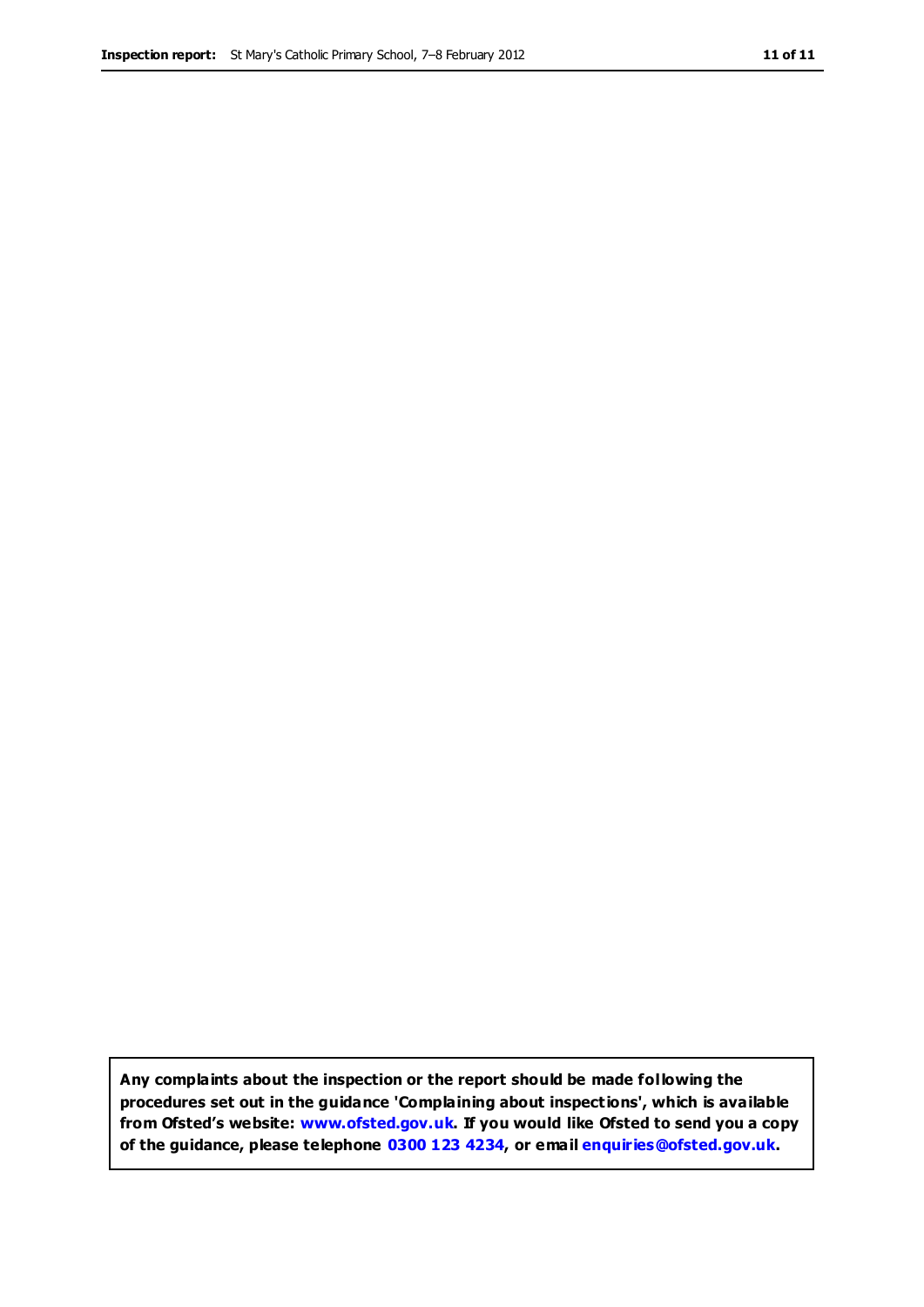**Any complaints about the inspection or the report should be made following the procedures set out in the guidance 'Complaining about inspections', which is available from Ofsted's website: www.ofsted.gov.uk. If you would like Ofsted to send you a copy of the guidance, please telephone 0300 123 4234, or email enquiries@ofsted.gov.uk.**